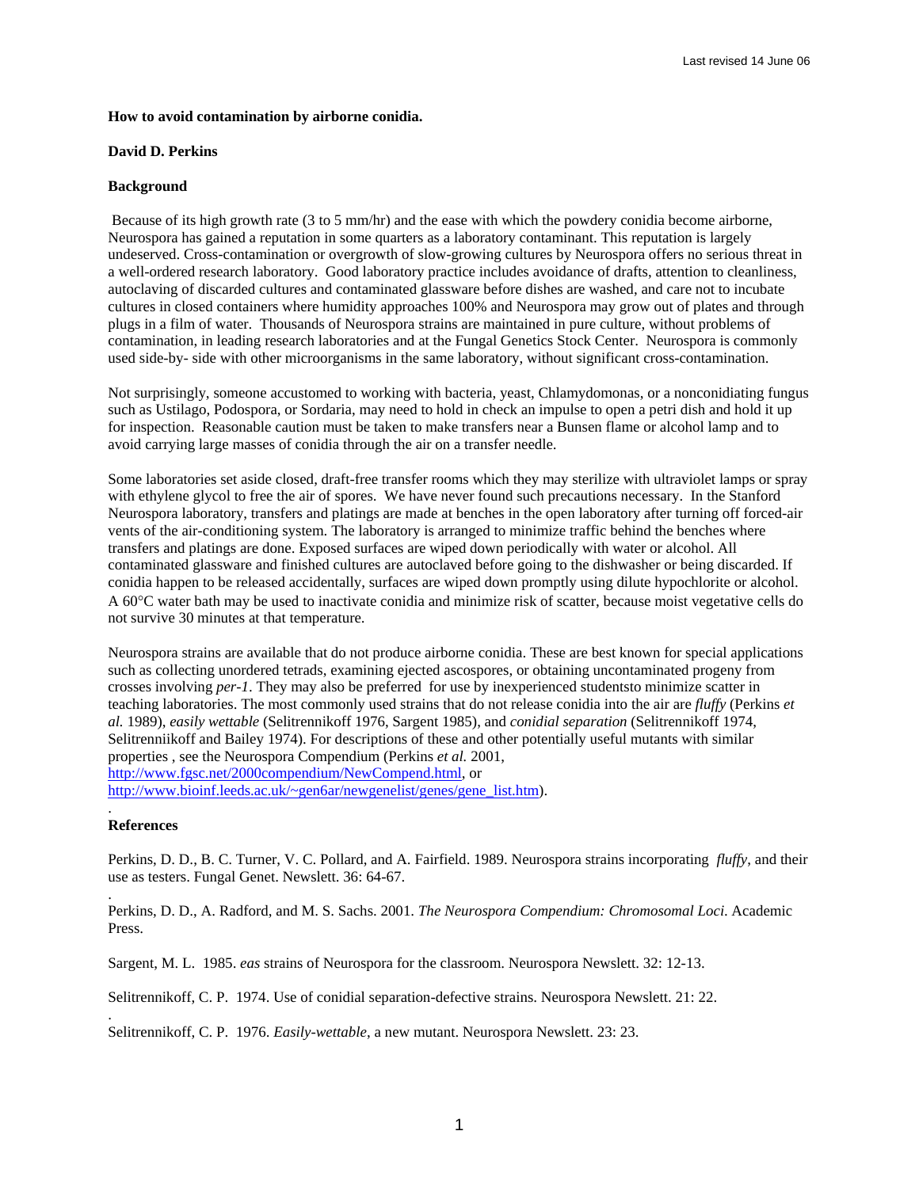Last revised 14 June 06

**How to avoid contamination by airborne conidia.**

**David D. Perkins**

**Background**

Because of its high growth rate (3 to 5 mm/hr) and the ease with which the powdery conidia become airborne, Neurospora has gained a reputation in some quarters as a laboratory contaminant. This reputation is largely undeserved. Cross-contamination or overgrowth of slow-growing cultures by Neurospora offers no serious threat in a well-ordered research laboratory. Good laboratory practice includes avoidance of drafts, attention to cleanliness, autoclaving of discarded cultures and contaminated glassware before dishes are washed, and care not to incubate cultures in closed containers where humidity approaches 100% and Neurospora may grow out of plates and through plugs in a film of water. Thousands of Neurospora strains are maintained in pure culture, without problems of contamination, in leading research laboratories and at the Fungal Genetics Stock Center. Neurospora is commonly used side-by- side with other microorganisms in the same laboratory, without significant cross-contamination.

Not surprisingly, someone accustomed to working with bacteria, yeast, Chlamydomonas, or a nonconidiating fungus such as Ustilago, Podospora, or Sordaria, may need to hold in check an impulse to open a petri dish and hold it up for inspection. Reasonable caution must be taken to make transfers near a Bunsen flame or alcohol lamp and to avoid carrying large masses of conidia through the air on a transfer needle.

Some laboratories set aside closed, draft-free transfer rooms which they may sterilize with ultraviolet lamps or spray with ethylene glycol to free the air of spores. We have never found such precautions necessary. In the Stanford Neurospora laboratory, transfers and platings are made at benches in the open laboratory after turning off forced-air vents of the air-conditioning system. The laboratory is arranged to minimize traffic behind the benches where transfers and platings are done. Exposed surfaces are wiped down periodically with water or alcohol. All contaminated glassware and finished cultures are autoclaved before going to the dishwasher or being discarded. If conidia happen to be released accidentally, surfaces are wiped down promptly using dilute hypochlorite or alcohol. A 60°C water bath may be used to inactivate conidia and minimize risk of scatter, because moist vegetative cells do not survive 30 minutes at that temperature.

Neurospora strains are available that do not produce airborne conidia. These are best known for special applications such as collecting unordered tetrads, examining ejected ascospores, or obtaining uncontaminated progeny from crosses involving *per-1*. They may also be preferred for use by inexperienced studentsto minimize scatter in teaching laboratories. The most commonly used strains that do not release conidia into the air are *fluffy* (Perkins *et al.* 1989), *easily wettable* (Selitrennikoff 1976, Sargent 1985), and *conidial separation* (Selitrennikoff 1974, Selitrenniikoff and Bailey 1974). For descriptions of these and other potentially useful mutants with similar properties , see the Neurospora Compendium (Perkins *et al.* 2001, http://www.fgsc.net/2000compendium/NewCompend.html, or http://www.bioinf.leeds.ac.uk/~gen6ar/newgenelist/genes/gene_list.htm).

.

**References**

Perkins, D. D., B. C. Turner, V. C. Pollard, and A. Fairfield. 1989. Neurospora strains incorporating *fluffy*, and their use as testers. Fungal Genet. Newslett. 36: 64-67.

.

Perkins, D. D., A. Radford, and M. S. Sachs. 2001. *The Neurospora Compendium: Chromosomal Loci.* Academic Press.

Sargent, M. L. 1985. *eas* strains of Neurospora for the classroom. Neurospora Newslett. 32: 12-13.

Selitrennikoff, C. P. 1974. Use of conidial separation-defective strains. Neurospora Newslett. 21: 22.

.

Selitrennikoff, C. P. 1976. *Easily-wettable*, a new mutant. Neurospora Newslett. 23: 23.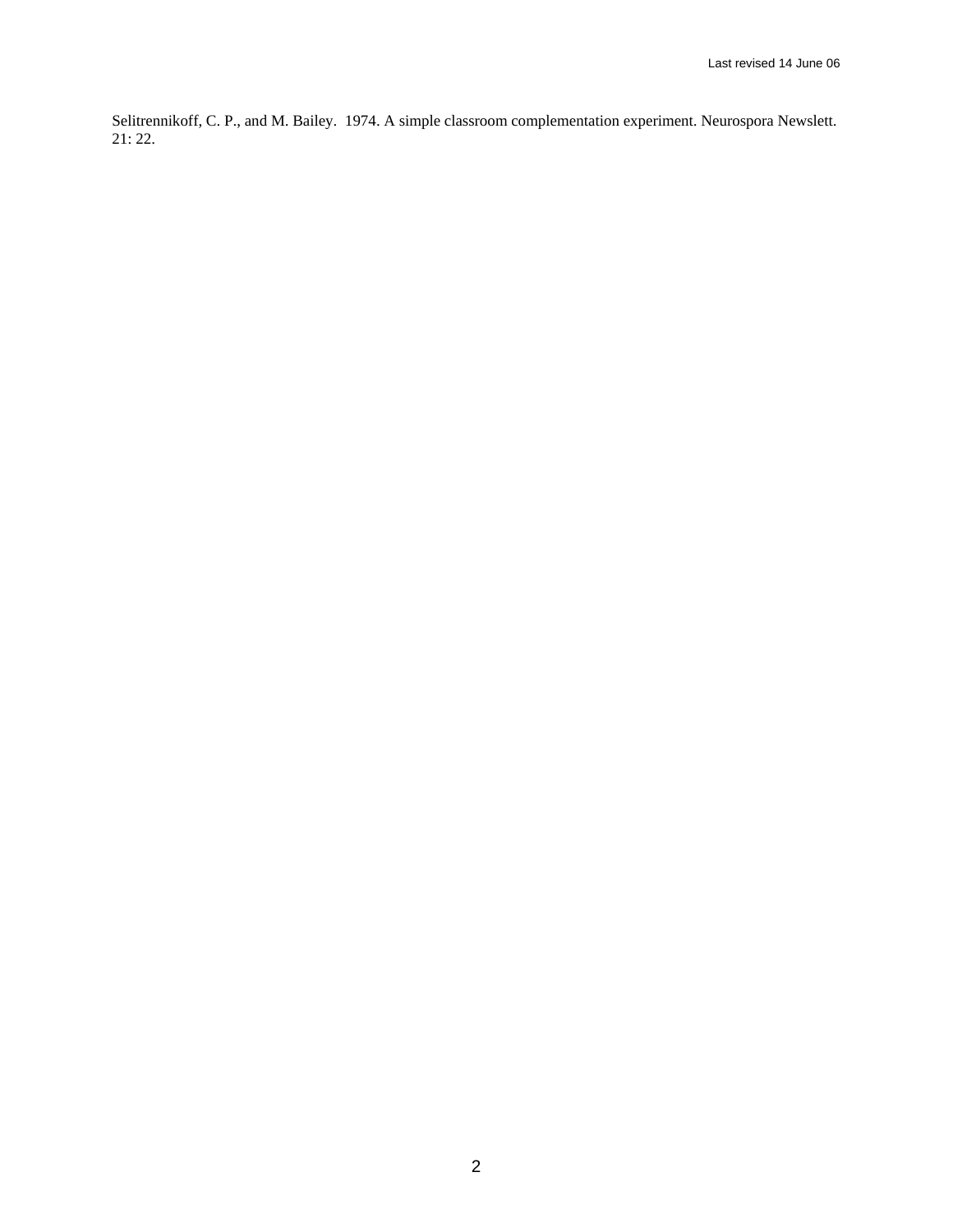Selitrennikoff, C. P., and M. Bailey. 1974. A simple classroom complementation experiment. Neurospora Newslett. 21: 22.